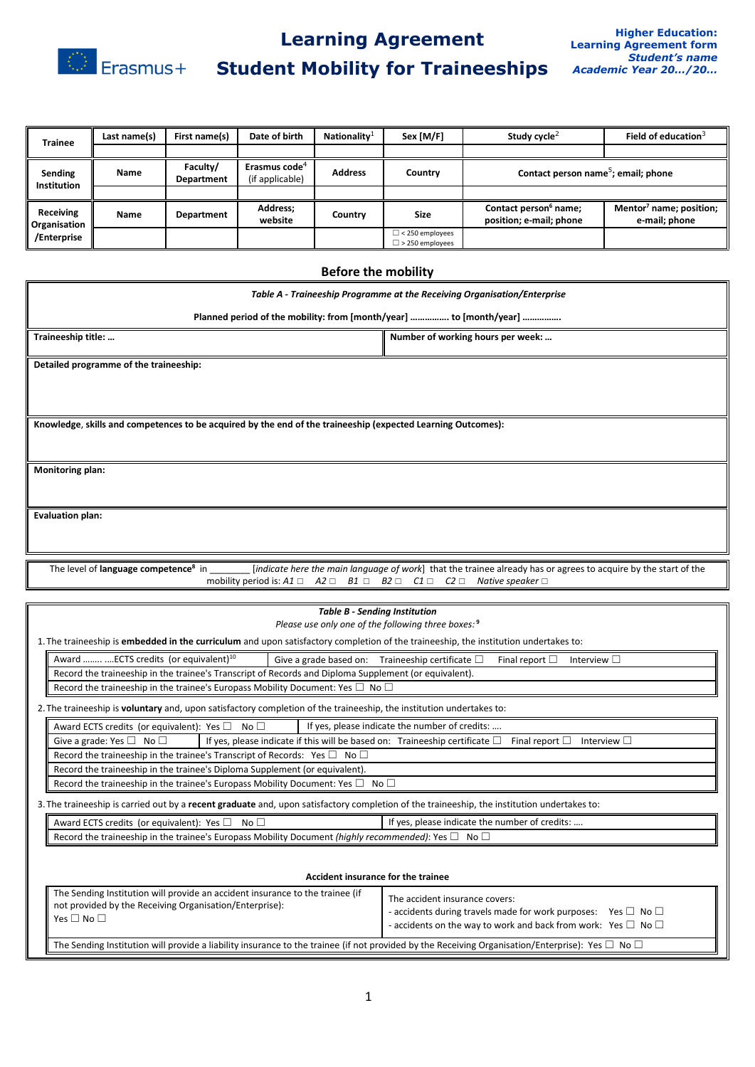# Learning Agreement
# Student Mobility for Traineeships

**Higher Education: Learning Agreement form**
***Student's name***
***Academic Year 20…/20…***

| Trainee | Last name(s) | First name(s) | Date of birth | Nationality[1] | Sex [M/F] | Study cycle[2] | Field of education[3] |
|---|---|---|---|---|---|---|---|
| | | | | | | | |
| **Sending Institution** | **Name** | **Faculty/ Department** | **Erasmus code[4]** (if applicable) | **Address** | **Country** | **Contact person name[5]; email; phone** | |
| | | | | | | | |
| **Receiving Organisation /Enterprise** | **Name** | **Department** | **Address; website** | **Country** | **Size** | **Contact person[6] name; position; e-mail; phone** | **Mentor[7] name; position; e-mail; phone** |
| | | | | | ☐ < 250 employees ☐ > 250 employees | | |

## Before the mobility

***Table A - Traineeship Programme at the Receiving Organisation/Enterprise***

**Planned period of the mobility: from [month/year] …………… to [month/year] ……………**

| **Traineeship title: …** | **Number of working hours per week: …** |
|---|---|

**Detailed programme of the traineeship:**

**Knowledge, skills and competences to be acquired by the end of the traineeship (expected Learning Outcomes):**

**Monitoring plan:**

**Evaluation plan:**

The level of **language competence[8]** in ________ [*indicate here the main language of work*] that the trainee already has or agrees to acquire by the start of the mobility period is: *A1* ☐ *A2* ☐ *B1* ☐ *B2* ☐ *C1* ☐ *C2* ☐ *Native speaker* ☐

***Table B - Sending Institution***

*Please use only one of the following three boxes:[9]*

1. The traineeship is **embedded in the curriculum** and upon satisfactory completion of the traineeship, the institution undertakes to:

| Award …….. ….ECTS credits (or equivalent)[10] | Give a grade based on: Traineeship certificate ☐ Final report ☐ Interview ☐ |
|---|---|
| Record the traineeship in the trainee's Transcript of Records and Diploma Supplement (or equivalent). | |
| Record the traineeship in the trainee's Europass Mobility Document: Yes ☐ No ☐ | |

2. The traineeship is **voluntary** and, upon satisfactory completion of the traineeship, the institution undertakes to:

| Award ECTS credits (or equivalent): Yes ☐ No ☐ | If yes, please indicate the number of credits: …. |
|---|---|
| Give a grade: Yes ☐ No ☐ | If yes, please indicate if this will be based on: Traineeship certificate ☐ Final report ☐ Interview ☐ |
| Record the traineeship in the trainee's Transcript of Records: Yes ☐ No ☐ | |
| Record the traineeship in the trainee's Diploma Supplement (or equivalent). | |
| Record the traineeship in the trainee's Europass Mobility Document: Yes ☐ No ☐ | |

3. The traineeship is carried out by a **recent graduate** and, upon satisfactory completion of the traineeship, the institution undertakes to:

| Award ECTS credits (or equivalent): Yes ☐ No ☐ | If yes, please indicate the number of credits: …. |
|---|---|
| Record the traineeship in the trainee's Europass Mobility Document *(highly recommended)*: Yes ☐ No ☐ | |

**Accident insurance for the trainee**

| The Sending Institution will provide an accident insurance to the trainee (if not provided by the Receiving Organisation/Enterprise): Yes ☐ No ☐ | The accident insurance covers: - accidents during travels made for work purposes: Yes ☐ No ☐ - accidents on the way to work and back from work: Yes ☐ No ☐ |
|---|---|
| The Sending Institution will provide a liability insurance to the trainee (if not provided by the Receiving Organisation/Enterprise): Yes ☐ No ☐ | |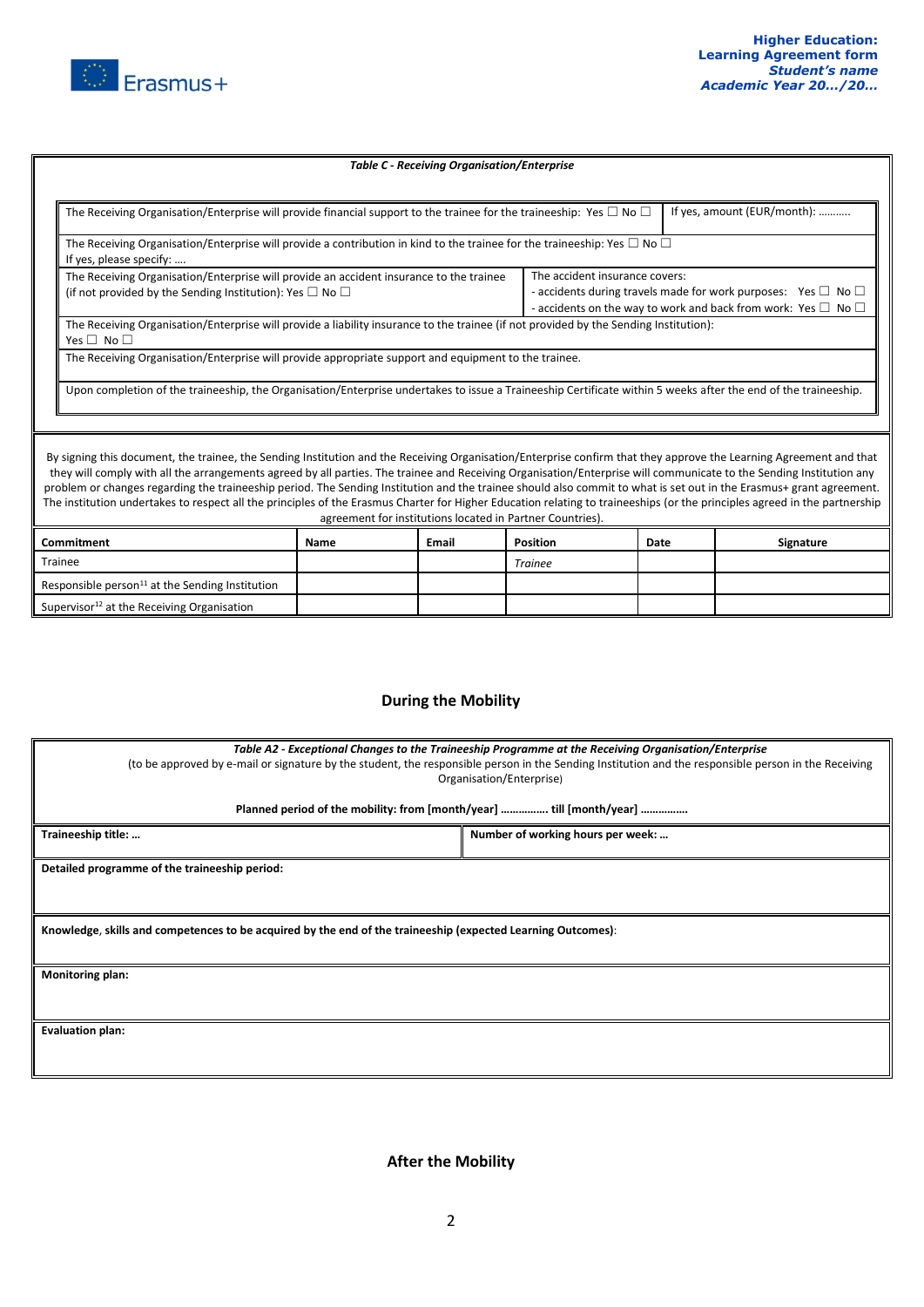**Table C - Receiving Organisation/Enterprise**

| | |
|---|---|
| The Receiving Organisation/Enterprise will provide financial support to the trainee for the traineeship: Yes ☐ No ☐ | If yes, amount (EUR/month): ……….. |
| The Receiving Organisation/Enterprise will provide a contribution in kind to the trainee for the traineeship: Yes ☐ No ☐<br>If yes, please specify: …. | |
| The Receiving Organisation/Enterprise will provide an accident insurance to the trainee (if not provided by the Sending Institution): Yes ☐ No ☐ | The accident insurance covers:<br>- accidents during travels made for work purposes: Yes ☐ No ☐<br>- accidents on the way to work and back from work: Yes ☐ No ☐ |
| The Receiving Organisation/Enterprise will provide a liability insurance to the trainee (if not provided by the Sending Institution):<br>Yes ☐ No ☐ | |
| The Receiving Organisation/Enterprise will provide appropriate support and equipment to the trainee. | |
| Upon completion of the traineeship, the Organisation/Enterprise undertakes to issue a Traineeship Certificate within 5 weeks after the end of the traineeship. | |

By signing this document, the trainee, the Sending Institution and the Receiving Organisation/Enterprise confirm that they approve the Learning Agreement and that they will comply with all the arrangements agreed by all parties. The trainee and Receiving Organisation/Enterprise will communicate to the Sending Institution any problem or changes regarding the traineeship period. The Sending Institution and the trainee should also commit to what is set out in the Erasmus+ grant agreement. The institution undertakes to respect all the principles of the Erasmus Charter for Higher Education relating to traineeships (or the principles agreed in the partnership agreement for institutions located in Partner Countries).

| Commitment | Name | Email | Position | Date | Signature |
|---|---|---|---|---|---|
| Trainee | | | *Trainee* | | |
| Responsible person[11] at the Sending Institution | | | | | |
| Supervisor[12] at the Receiving Organisation | | | | | |

## During the Mobility

***Table A2 - Exceptional Changes to the Traineeship Programme at the Receiving Organisation/Enterprise***

(to be approved by e-mail or signature by the student, the responsible person in the Sending Institution and the responsible person in the Receiving Organisation/Enterprise)

**Planned period of the mobility: from [month/year] ……………. till [month/year] …………….**

| **Traineeship title: …** | **Number of working hours per week: …** |
|---|---|
| **Detailed programme of the traineeship period:** | |
| **Knowledge, skills and competences to be acquired by the end of the traineeship (expected Learning Outcomes)**: | |
| **Monitoring plan:** | |
| **Evaluation plan:** | |

## After the Mobility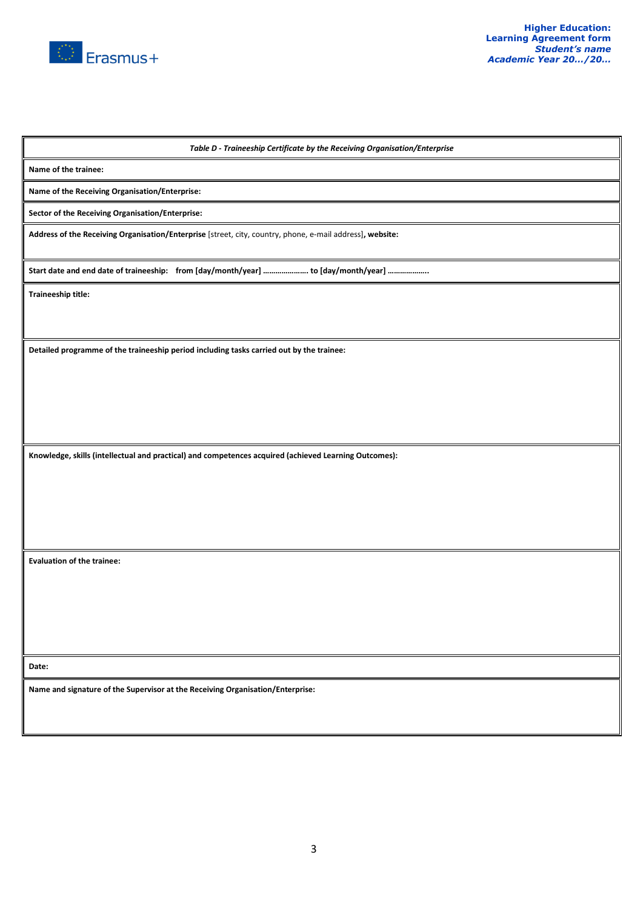| *Table D - Traineeship Certificate by the Receiving Organisation/Enterprise* |
|---|
| **Name of the trainee:** |
| **Name of the Receiving Organisation/Enterprise:** |
| **Sector of the Receiving Organisation/Enterprise:** |
| **Address of the Receiving Organisation/Enterprise** [street, city, country, phone, e-mail address]**, website:** |
| **Start date and end date of traineeship: from [day/month/year] …………………. to [day/month/year] ………………..** |
| **Traineeship title:** |
| **Detailed programme of the traineeship period including tasks carried out by the trainee:** |
| **Knowledge, skills (intellectual and practical) and competences acquired (achieved Learning Outcomes):** |
| **Evaluation of the trainee:** |
| **Date:** |
| **Name and signature of the Supervisor at the Receiving Organisation/Enterprise:** |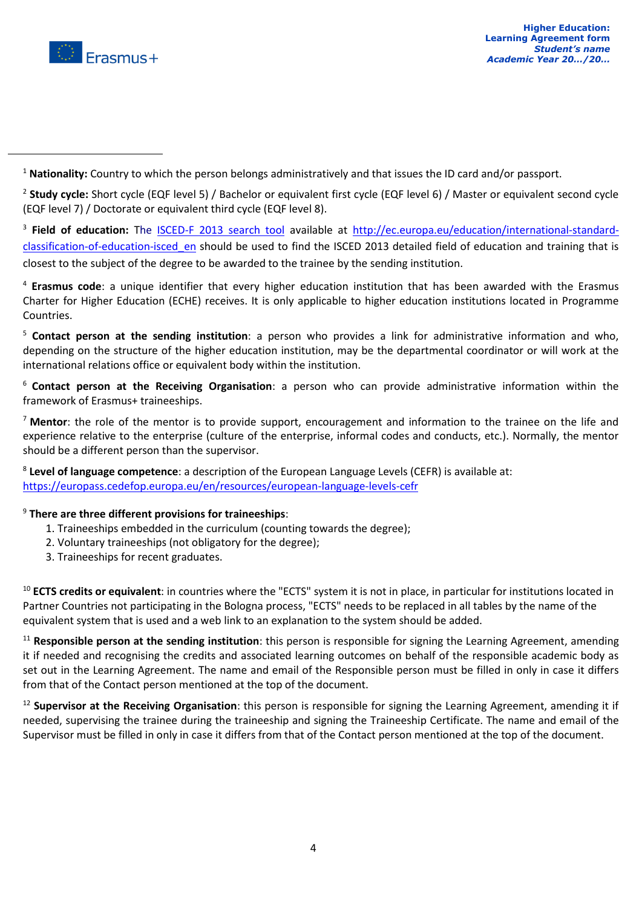[1] **Nationality:** Country to which the person belongs administratively and that issues the ID card and/or passport.

[2] **Study cycle:** Short cycle (EQF level 5) / Bachelor or equivalent first cycle (EQF level 6) / Master or equivalent second cycle (EQF level 7) / Doctorate or equivalent third cycle (EQF level 8).

[3] **Field of education:** The ISCED-F 2013 search tool available at http://ec.europa.eu/education/international-standard-classification-of-education-isced_en should be used to find the ISCED 2013 detailed field of education and training that is closest to the subject of the degree to be awarded to the trainee by the sending institution.

[4] **Erasmus code**: a unique identifier that every higher education institution that has been awarded with the Erasmus Charter for Higher Education (ECHE) receives. It is only applicable to higher education institutions located in Programme Countries.

[5] **Contact person at the sending institution**: a person who provides a link for administrative information and who, depending on the structure of the higher education institution, may be the departmental coordinator or will work at the international relations office or equivalent body within the institution.

[6] **Contact person at the Receiving Organisation**: a person who can provide administrative information within the framework of Erasmus+ traineeships.

[7] **Mentor**: the role of the mentor is to provide support, encouragement and information to the trainee on the life and experience relative to the enterprise (culture of the enterprise, informal codes and conducts, etc.). Normally, the mentor should be a different person than the supervisor.

[8] **Level of language competence**: a description of the European Language Levels (CEFR) is available at: https://europass.cedefop.europa.eu/en/resources/european-language-levels-cefr

[9] **There are three different provisions for traineeships**:

1. Traineeships embedded in the curriculum (counting towards the degree);
2. Voluntary traineeships (not obligatory for the degree);
3. Traineeships for recent graduates.

[10] **ECTS credits or equivalent**: in countries where the "ECTS" system it is not in place, in particular for institutions located in Partner Countries not participating in the Bologna process, "ECTS" needs to be replaced in all tables by the name of the equivalent system that is used and a web link to an explanation to the system should be added.

[11] **Responsible person at the sending institution**: this person is responsible for signing the Learning Agreement, amending it if needed and recognising the credits and associated learning outcomes on behalf of the responsible academic body as set out in the Learning Agreement. The name and email of the Responsible person must be filled in only in case it differs from that of the Contact person mentioned at the top of the document.

[12] **Supervisor at the Receiving Organisation**: this person is responsible for signing the Learning Agreement, amending it if needed, supervising the trainee during the traineeship and signing the Traineeship Certificate. The name and email of the Supervisor must be filled in only in case it differs from that of the Contact person mentioned at the top of the document.